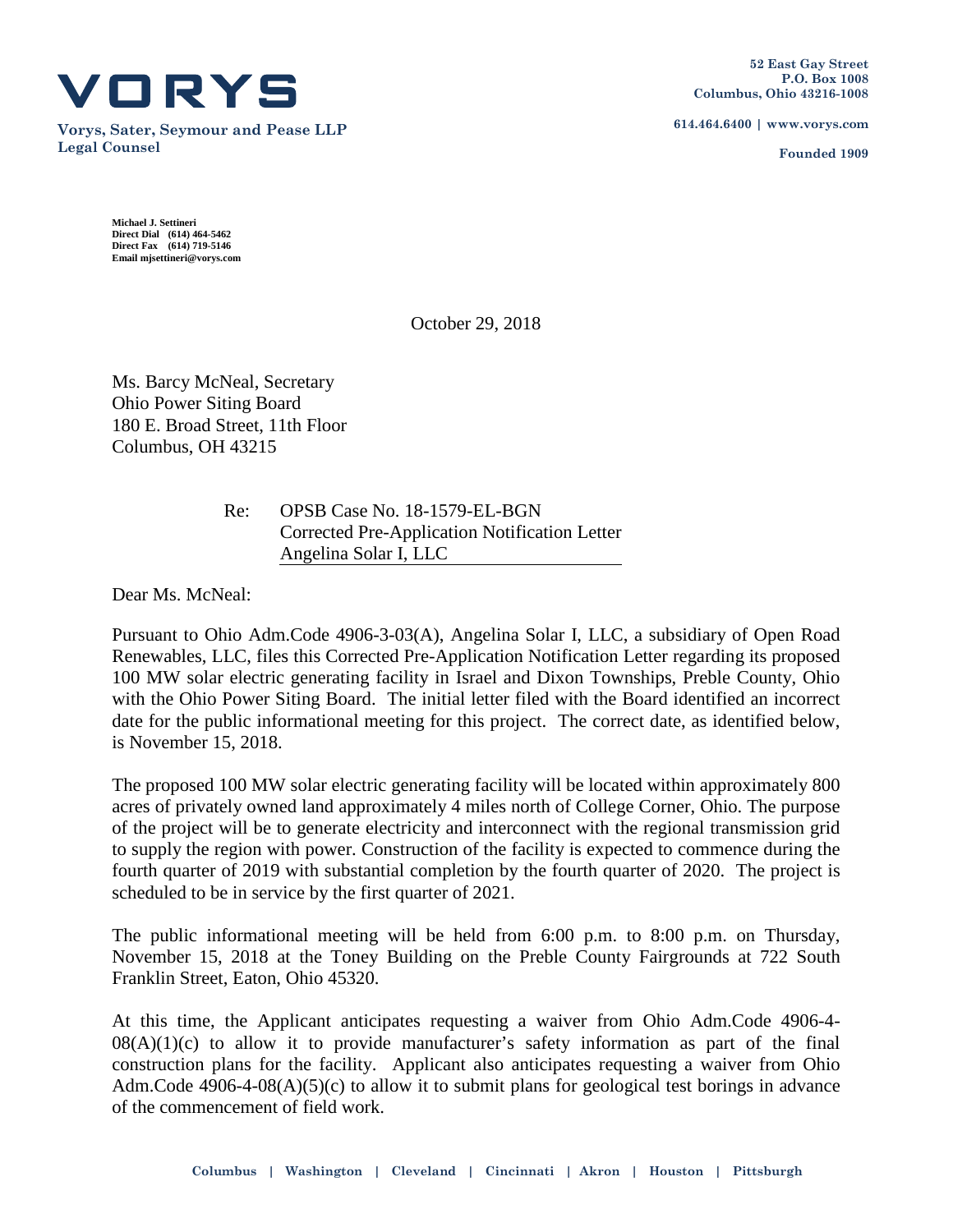**VORYS**

**Vorys, Sater, Seymour and Pease LLP**
**Legal Counsel**

**52 East Gay Street**
**P.O. Box 1008**
**Columbus, Ohio 43216-1008**

**614.464.6400 | www.vorys.com**

**Founded 1909**

**Michael J. Settineri**
**Direct Dial (614) 464-5462**
**Direct Fax (614) 719-5146**
**Email mjsettineri@vorys.com**

October 29, 2018

Ms. Barcy McNeal, Secretary
Ohio Power Siting Board
180 E. Broad Street, 11th Floor
Columbus, OH 43215

Re: OPSB Case No. 18-1579-EL-BGN
Corrected Pre-Application Notification Letter
Angelina Solar I, LLC

Dear Ms. McNeal:

Pursuant to Ohio Adm.Code 4906-3-03(A), Angelina Solar I, LLC, a subsidiary of Open Road Renewables, LLC, files this Corrected Pre-Application Notification Letter regarding its proposed 100 MW solar electric generating facility in Israel and Dixon Townships, Preble County, Ohio with the Ohio Power Siting Board. The initial letter filed with the Board identified an incorrect date for the public informational meeting for this project. The correct date, as identified below, is November 15, 2018.

The proposed 100 MW solar electric generating facility will be located within approximately 800 acres of privately owned land approximately 4 miles north of College Corner, Ohio. The purpose of the project will be to generate electricity and interconnect with the regional transmission grid to supply the region with power. Construction of the facility is expected to commence during the fourth quarter of 2019 with substantial completion by the fourth quarter of 2020. The project is scheduled to be in service by the first quarter of 2021.

The public informational meeting will be held from 6:00 p.m. to 8:00 p.m. on Thursday, November 15, 2018 at the Toney Building on the Preble County Fairgrounds at 722 South Franklin Street, Eaton, Ohio 45320.

At this time, the Applicant anticipates requesting a waiver from Ohio Adm.Code 4906-4-08(A)(1)(c) to allow it to provide manufacturer's safety information as part of the final construction plans for the facility. Applicant also anticipates requesting a waiver from Ohio Adm.Code 4906-4-08(A)(5)(c) to allow it to submit plans for geological test borings in advance of the commencement of field work.

Columbus | Washington | Cleveland | Cincinnati | Akron | Houston | Pittsburgh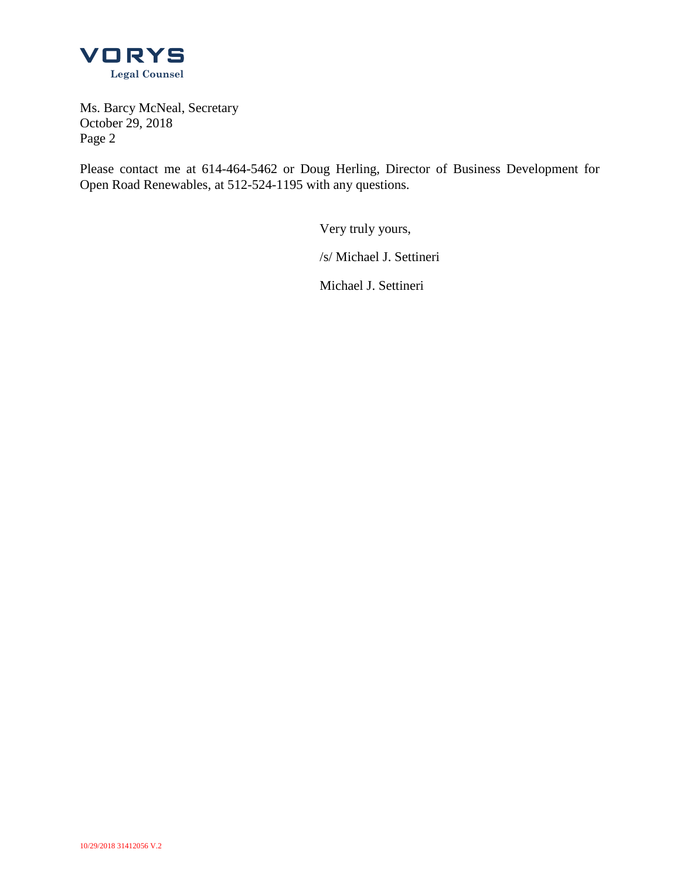Please contact me at 614-464-5462 or Doug Herling, Director of Business Development for Open Road Renewables, at 512-524-1195 with any questions.

Very truly yours,

/s/ Michael J. Settineri

Michael J. Settineri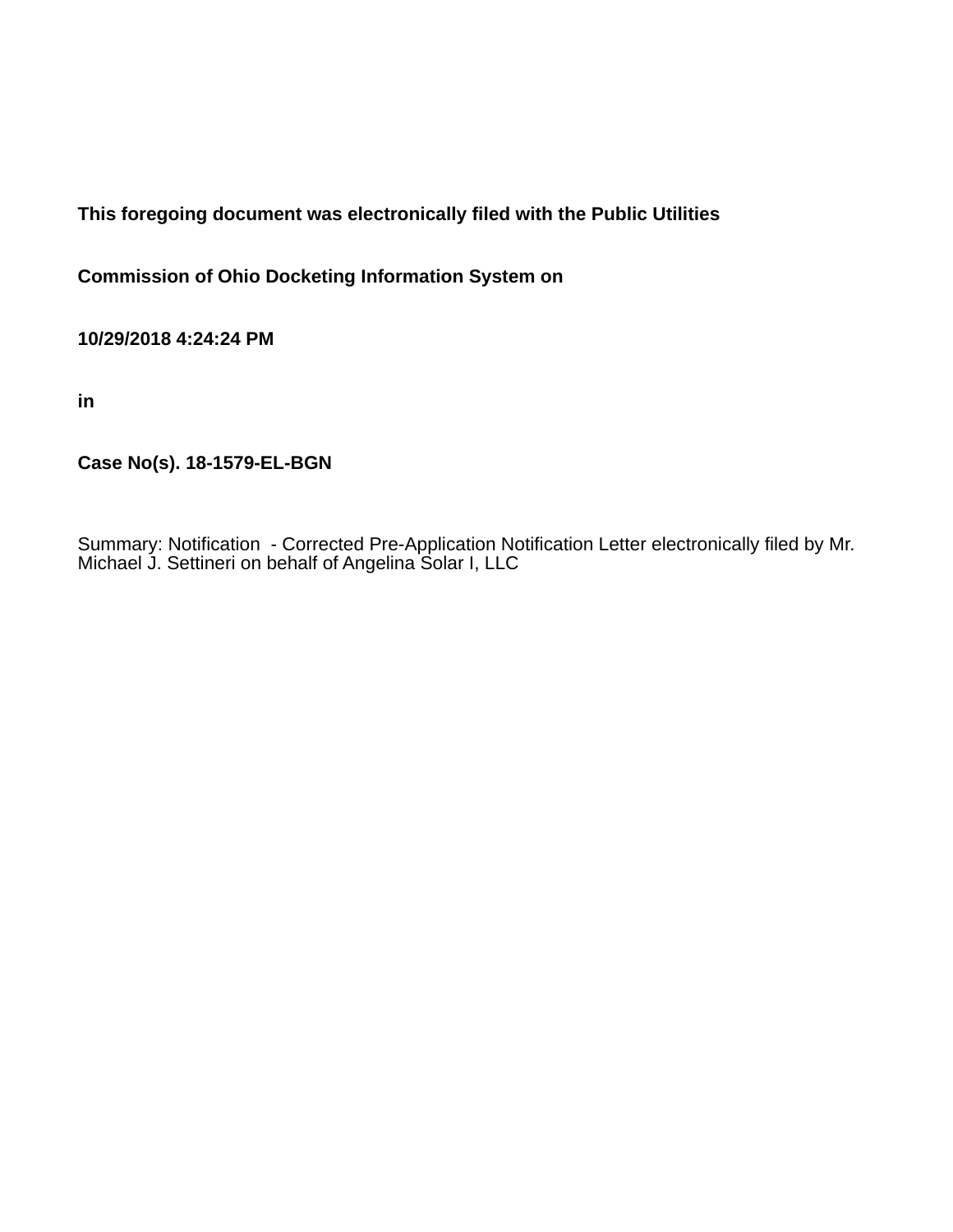**This foregoing document was electronically filed with the Public Utilities**

**Commission of Ohio Docketing Information System on**

**10/29/2018 4:24:24 PM**

**in**

**Case No(s). 18-1579-EL-BGN**

Summary: Notification - Corrected Pre-Application Notification Letter electronically filed by Mr. Michael J. Settineri on behalf of Angelina Solar I, LLC